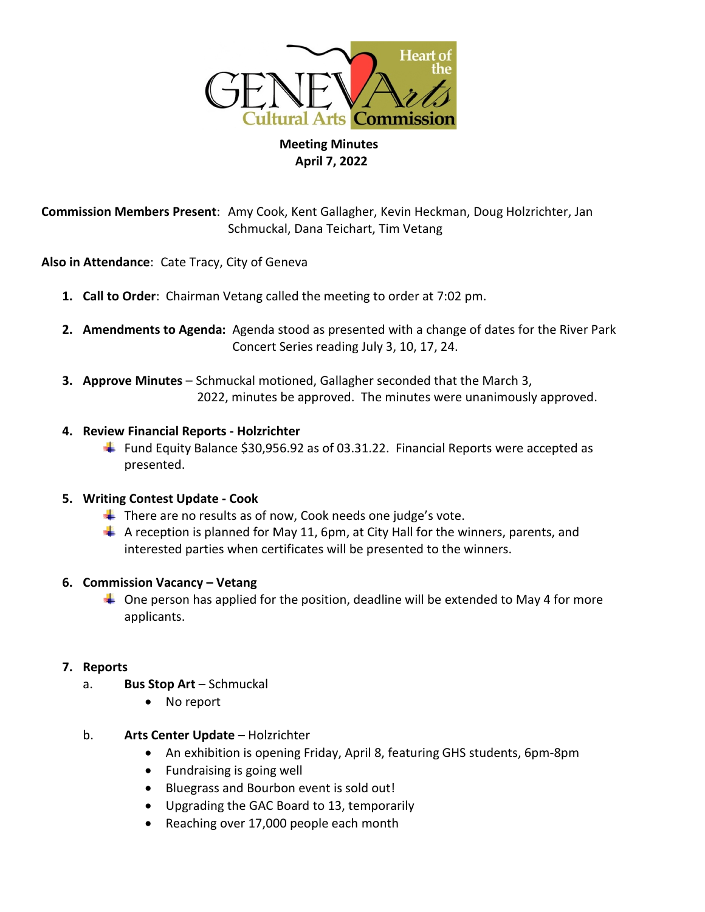**Meeting Minutes**
**April 7, 2022**

**Commission Members Present**: Amy Cook, Kent Gallagher, Kevin Heckman, Doug Holzrichter, Jan Schmuckal, Dana Teichart, Tim Vetang

**Also in Attendance**: Cate Tracy, City of Geneva

1. **Call to Order**: Chairman Vetang called the meeting to order at 7:02 pm.

2. **Amendments to Agenda:** Agenda stood as presented with a change of dates for the River Park Concert Series reading July 3, 10, 17, 24.

3. **Approve Minutes** – Schmuckal motioned, Gallagher seconded that the March 3, 2022, minutes be approved. The minutes were unanimously approved.

4. **Review Financial Reports - Holzrichter**
   - Fund Equity Balance $30,956.92 as of 03.31.22. Financial Reports were accepted as presented.

5. **Writing Contest Update - Cook**
   - There are no results as of now, Cook needs one judge's vote.
   - A reception is planned for May 11, 6pm, at City Hall for the winners, parents, and interested parties when certificates will be presented to the winners.

6. **Commission Vacancy – Vetang**
   - One person has applied for the position, deadline will be extended to May 4 for more applicants.

7. **Reports**

   a. **Bus Stop Art** – Schmuckal
      - No report

   b. **Arts Center Update** – Holzrichter
      - An exhibition is opening Friday, April 8, featuring GHS students, 6pm-8pm
      - Fundraising is going well
      - Bluegrass and Bourbon event is sold out!
      - Upgrading the GAC Board to 13, temporarily
      - Reaching over 17,000 people each month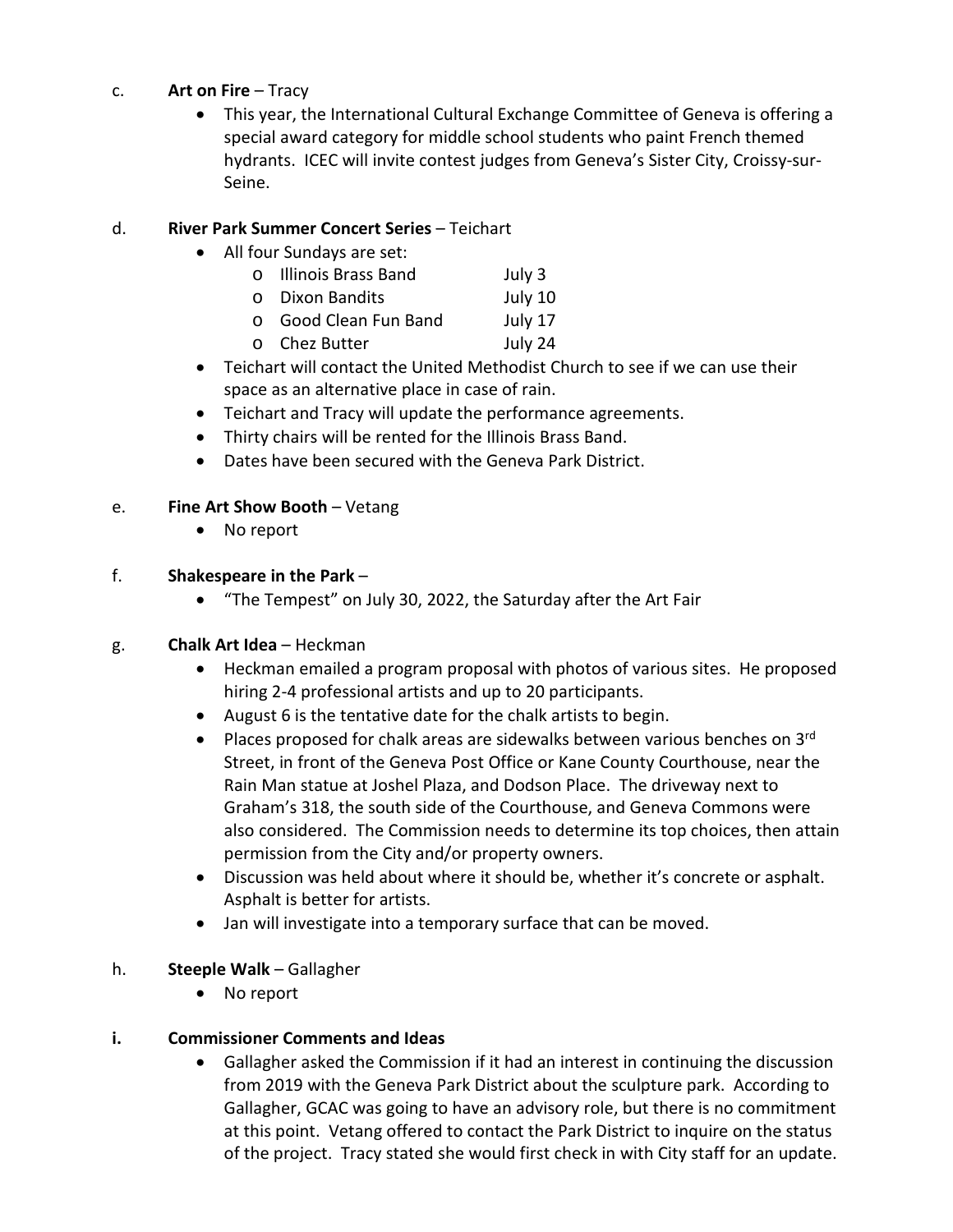c. **Art on Fire** – Tracy

- This year, the International Cultural Exchange Committee of Geneva is offering a special award category for middle school students who paint French themed hydrants. ICEC will invite contest judges from Geneva's Sister City, Croissy-sur-Seine.

d. **River Park Summer Concert Series** – Teichart

- All four Sundays are set:
  - Illinois Brass Band July 3
  - Dixon Bandits July 10
  - Good Clean Fun Band July 17
  - Chez Butter July 24
- Teichart will contact the United Methodist Church to see if we can use their space as an alternative place in case of rain.
- Teichart and Tracy will update the performance agreements.
- Thirty chairs will be rented for the Illinois Brass Band.
- Dates have been secured with the Geneva Park District.

e. **Fine Art Show Booth** – Vetang

- No report

f. **Shakespeare in the Park** –

- "The Tempest" on July 30, 2022, the Saturday after the Art Fair

g. **Chalk Art Idea** – Heckman

- Heckman emailed a program proposal with photos of various sites. He proposed hiring 2-4 professional artists and up to 20 participants.
- August 6 is the tentative date for the chalk artists to begin.
- Places proposed for chalk areas are sidewalks between various benches on 3rd Street, in front of the Geneva Post Office or Kane County Courthouse, near the Rain Man statue at Joshel Plaza, and Dodson Place. The driveway next to Graham's 318, the south side of the Courthouse, and Geneva Commons were also considered. The Commission needs to determine its top choices, then attain permission from the City and/or property owners.
- Discussion was held about where it should be, whether it's concrete or asphalt. Asphalt is better for artists.
- Jan will investigate into a temporary surface that can be moved.

h. **Steeple Walk** – Gallagher

- No report

**i. Commissioner Comments and Ideas**

- Gallagher asked the Commission if it had an interest in continuing the discussion from 2019 with the Geneva Park District about the sculpture park. According to Gallagher, GCAC was going to have an advisory role, but there is no commitment at this point. Vetang offered to contact the Park District to inquire on the status of the project. Tracy stated she would first check in with City staff for an update.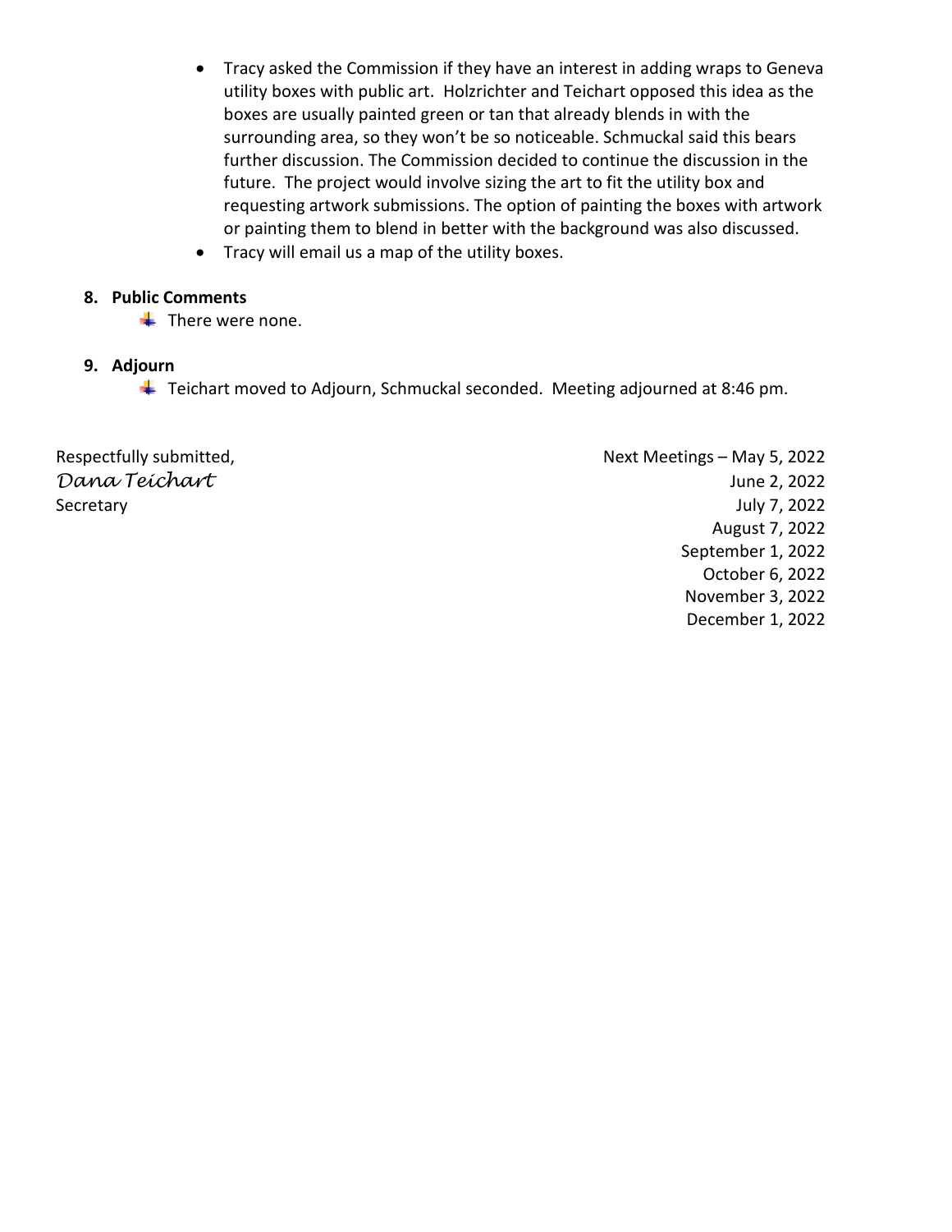- Tracy asked the Commission if they have an interest in adding wraps to Geneva utility boxes with public art. Holzrichter and Teichart opposed this idea as the boxes are usually painted green or tan that already blends in with the surrounding area, so they won't be so noticeable. Schmuckal said this bears further discussion. The Commission decided to continue the discussion in the future. The project would involve sizing the art to fit the utility box and requesting artwork submissions. The option of painting the boxes with artwork or painting them to blend in better with the background was also discussed.
- Tracy will email us a map of the utility boxes.

**8. Public Comments**

- There were none.

**9. Adjourn**

- Teichart moved to Adjourn, Schmuckal seconded. Meeting adjourned at 8:46 pm.

Respectfully submitted,
*Dana Teichart*
Secretary

Next Meetings – May 5, 2022
June 2, 2022
July 7, 2022
August 7, 2022
September 1, 2022
October 6, 2022
November 3, 2022
December 1, 2022